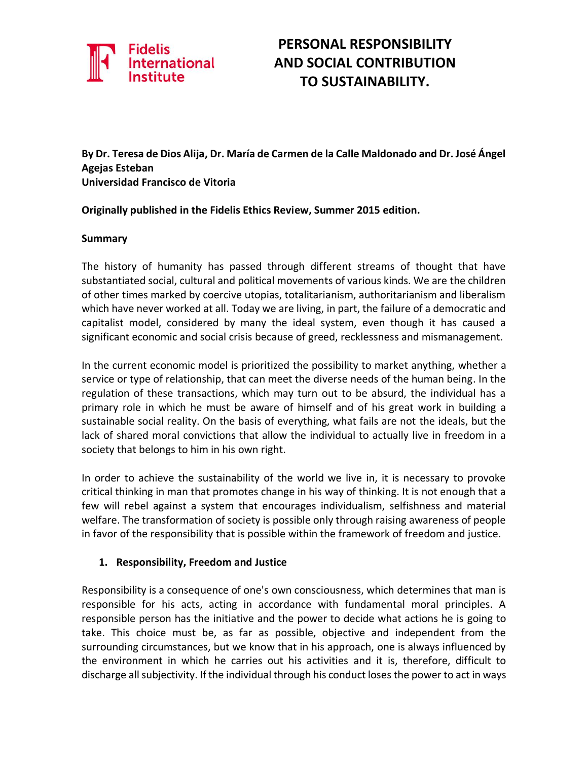# PERSONAL RESPONSIBILITY AND SOCIAL CONTRIBUTION TO SUSTAINABILITY.

**By Dr. Teresa de Dios Alija, Dr. María de Carmen de la Calle Maldonado and Dr. José Ángel Agejas Esteban**
**Universidad Francisco de Vitoria**

**Originally published in the Fidelis Ethics Review, Summer 2015 edition.**

## Summary

The history of humanity has passed through different streams of thought that have substantiated social, cultural and political movements of various kinds. We are the children of other times marked by coercive utopias, totalitarianism, authoritarianism and liberalism which have never worked at all. Today we are living, in part, the failure of a democratic and capitalist model, considered by many the ideal system, even though it has caused a significant economic and social crisis because of greed, recklessness and mismanagement.

In the current economic model is prioritized the possibility to market anything, whether a service or type of relationship, that can meet the diverse needs of the human being. In the regulation of these transactions, which may turn out to be absurd, the individual has a primary role in which he must be aware of himself and of his great work in building a sustainable social reality. On the basis of everything, what fails are not the ideals, but the lack of shared moral convictions that allow the individual to actually live in freedom in a society that belongs to him in his own right.

In order to achieve the sustainability of the world we live in, it is necessary to provoke critical thinking in man that promotes change in his way of thinking. It is not enough that a few will rebel against a system that encourages individualism, selfishness and material welfare. The transformation of society is possible only through raising awareness of people in favor of the responsibility that is possible within the framework of freedom and justice.

## 1. Responsibility, Freedom and Justice

Responsibility is a consequence of one's own consciousness, which determines that man is responsible for his acts, acting in accordance with fundamental moral principles. A responsible person has the initiative and the power to decide what actions he is going to take. This choice must be, as far as possible, objective and independent from the surrounding circumstances, but we know that in his approach, one is always influenced by the environment in which he carries out his activities and it is, therefore, difficult to discharge all subjectivity. If the individual through his conduct loses the power to act in ways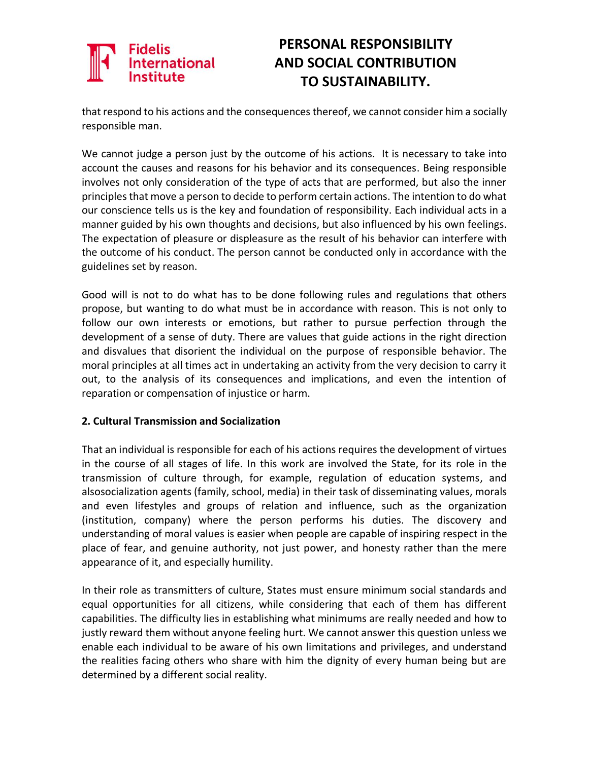that respond to his actions and the consequences thereof, we cannot consider him a socially responsible man.

We cannot judge a person just by the outcome of his actions. It is necessary to take into account the causes and reasons for his behavior and its consequences. Being responsible involves not only consideration of the type of acts that are performed, but also the inner principles that move a person to decide to perform certain actions. The intention to do what our conscience tells us is the key and foundation of responsibility. Each individual acts in a manner guided by his own thoughts and decisions, but also influenced by his own feelings. The expectation of pleasure or displeasure as the result of his behavior can interfere with the outcome of his conduct. The person cannot be conducted only in accordance with the guidelines set by reason.

Good will is not to do what has to be done following rules and regulations that others propose, but wanting to do what must be in accordance with reason. This is not only to follow our own interests or emotions, but rather to pursue perfection through the development of a sense of duty. There are values that guide actions in the right direction and disvalues that disorient the individual on the purpose of responsible behavior. The moral principles at all times act in undertaking an activity from the very decision to carry it out, to the analysis of its consequences and implications, and even the intention of reparation or compensation of injustice or harm.

**2. Cultural Transmission and Socialization**

That an individual is responsible for each of his actions requires the development of virtues in the course of all stages of life. In this work are involved the State, for its role in the transmission of culture through, for example, regulation of education systems, and alsosocialization agents (family, school, media) in their task of disseminating values, morals and even lifestyles and groups of relation and influence, such as the organization (institution, company) where the person performs his duties. The discovery and understanding of moral values is easier when people are capable of inspiring respect in the place of fear, and genuine authority, not just power, and honesty rather than the mere appearance of it, and especially humility.

In their role as transmitters of culture, States must ensure minimum social standards and equal opportunities for all citizens, while considering that each of them has different capabilities. The difficulty lies in establishing what minimums are really needed and how to justly reward them without anyone feeling hurt. We cannot answer this question unless we enable each individual to be aware of his own limitations and privileges, and understand the realities facing others who share with him the dignity of every human being but are determined by a different social reality.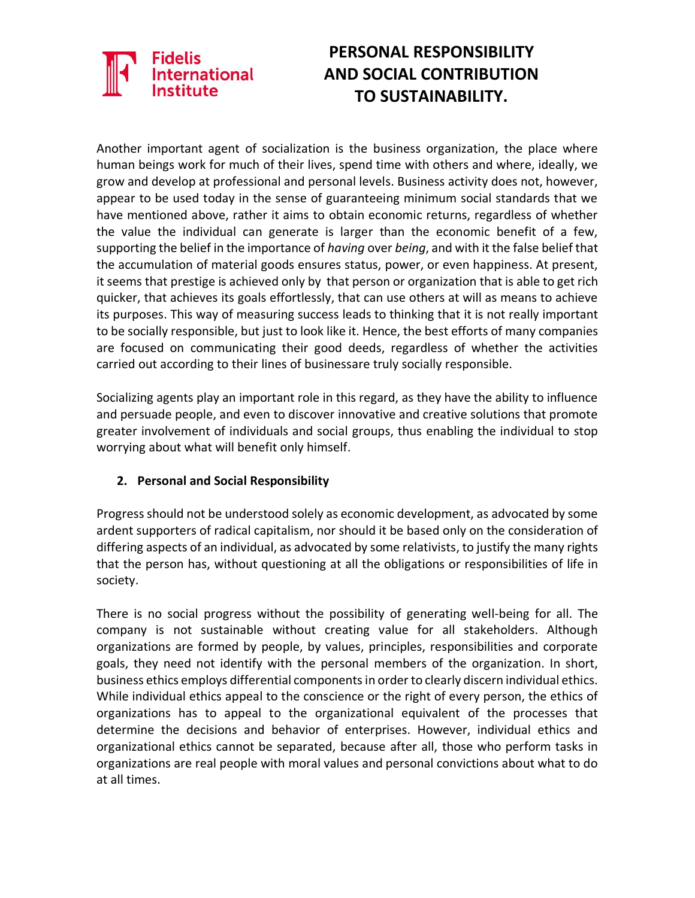Another important agent of socialization is the business organization, the place where human beings work for much of their lives, spend time with others and where, ideally, we grow and develop at professional and personal levels. Business activity does not, however, appear to be used today in the sense of guaranteeing minimum social standards that we have mentioned above, rather it aims to obtain economic returns, regardless of whether the value the individual can generate is larger than the economic benefit of a few, supporting the belief in the importance of *having* over *being*, and with it the false belief that the accumulation of material goods ensures status, power, or even happiness. At present, it seems that prestige is achieved only by that person or organization that is able to get rich quicker, that achieves its goals effortlessly, that can use others at will as means to achieve its purposes. This way of measuring success leads to thinking that it is not really important to be socially responsible, but just to look like it. Hence, the best efforts of many companies are focused on communicating their good deeds, regardless of whether the activities carried out according to their lines of businessare truly socially responsible.

Socializing agents play an important role in this regard, as they have the ability to influence and persuade people, and even to discover innovative and creative solutions that promote greater involvement of individuals and social groups, thus enabling the individual to stop worrying about what will benefit only himself.

## 2. Personal and Social Responsibility

Progress should not be understood solely as economic development, as advocated by some ardent supporters of radical capitalism, nor should it be based only on the consideration of differing aspects of an individual, as advocated by some relativists, to justify the many rights that the person has, without questioning at all the obligations or responsibilities of life in society.

There is no social progress without the possibility of generating well-being for all. The company is not sustainable without creating value for all stakeholders. Although organizations are formed by people, by values, principles, responsibilities and corporate goals, they need not identify with the personal members of the organization. In short, business ethics employs differential components in order to clearly discern individual ethics. While individual ethics appeal to the conscience or the right of every person, the ethics of organizations has to appeal to the organizational equivalent of the processes that determine the decisions and behavior of enterprises. However, individual ethics and organizational ethics cannot be separated, because after all, those who perform tasks in organizations are real people with moral values and personal convictions about what to do at all times.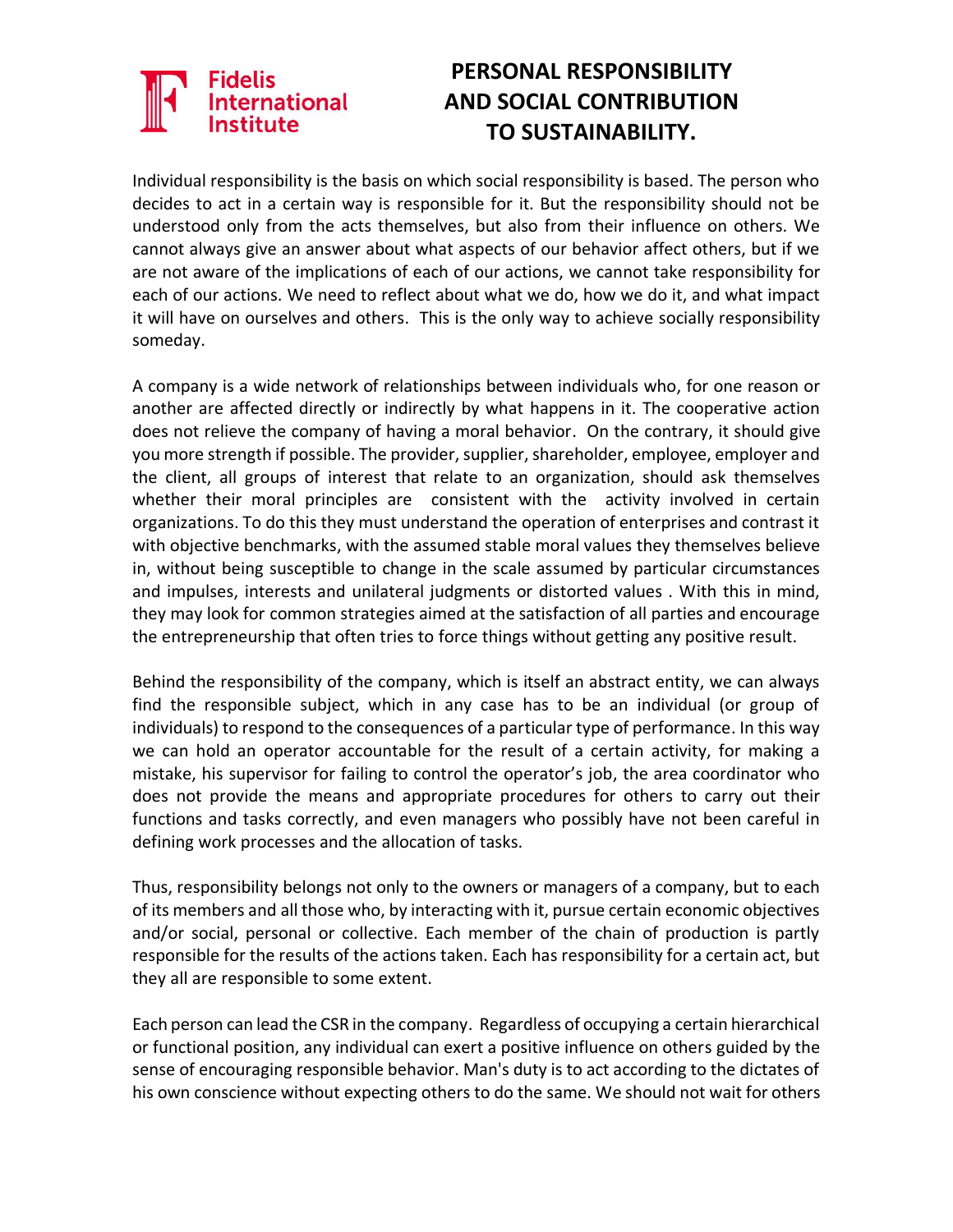# PERSONAL RESPONSIBILITY AND SOCIAL CONTRIBUTION TO SUSTAINABILITY.

Individual responsibility is the basis on which social responsibility is based. The person who decides to act in a certain way is responsible for it. But the responsibility should not be understood only from the acts themselves, but also from their influence on others. We cannot always give an answer about what aspects of our behavior affect others, but if we are not aware of the implications of each of our actions, we cannot take responsibility for each of our actions. We need to reflect about what we do, how we do it, and what impact it will have on ourselves and others. This is the only way to achieve socially responsibility someday.

A company is a wide network of relationships between individuals who, for one reason or another are affected directly or indirectly by what happens in it. The cooperative action does not relieve the company of having a moral behavior. On the contrary, it should give you more strength if possible. The provider, supplier, shareholder, employee, employer and the client, all groups of interest that relate to an organization, should ask themselves whether their moral principles are consistent with the activity involved in certain organizations. To do this they must understand the operation of enterprises and contrast it with objective benchmarks, with the assumed stable moral values they themselves believe in, without being susceptible to change in the scale assumed by particular circumstances and impulses, interests and unilateral judgments or distorted values . With this in mind, they may look for common strategies aimed at the satisfaction of all parties and encourage the entrepreneurship that often tries to force things without getting any positive result.

Behind the responsibility of the company, which is itself an abstract entity, we can always find the responsible subject, which in any case has to be an individual (or group of individuals) to respond to the consequences of a particular type of performance. In this way we can hold an operator accountable for the result of a certain activity, for making a mistake, his supervisor for failing to control the operator's job, the area coordinator who does not provide the means and appropriate procedures for others to carry out their functions and tasks correctly, and even managers who possibly have not been careful in defining work processes and the allocation of tasks.

Thus, responsibility belongs not only to the owners or managers of a company, but to each of its members and all those who, by interacting with it, pursue certain economic objectives and/or social, personal or collective. Each member of the chain of production is partly responsible for the results of the actions taken. Each has responsibility for a certain act, but they all are responsible to some extent.

Each person can lead the CSR in the company. Regardless of occupying a certain hierarchical or functional position, any individual can exert a positive influence on others guided by the sense of encouraging responsible behavior. Man's duty is to act according to the dictates of his own conscience without expecting others to do the same. We should not wait for others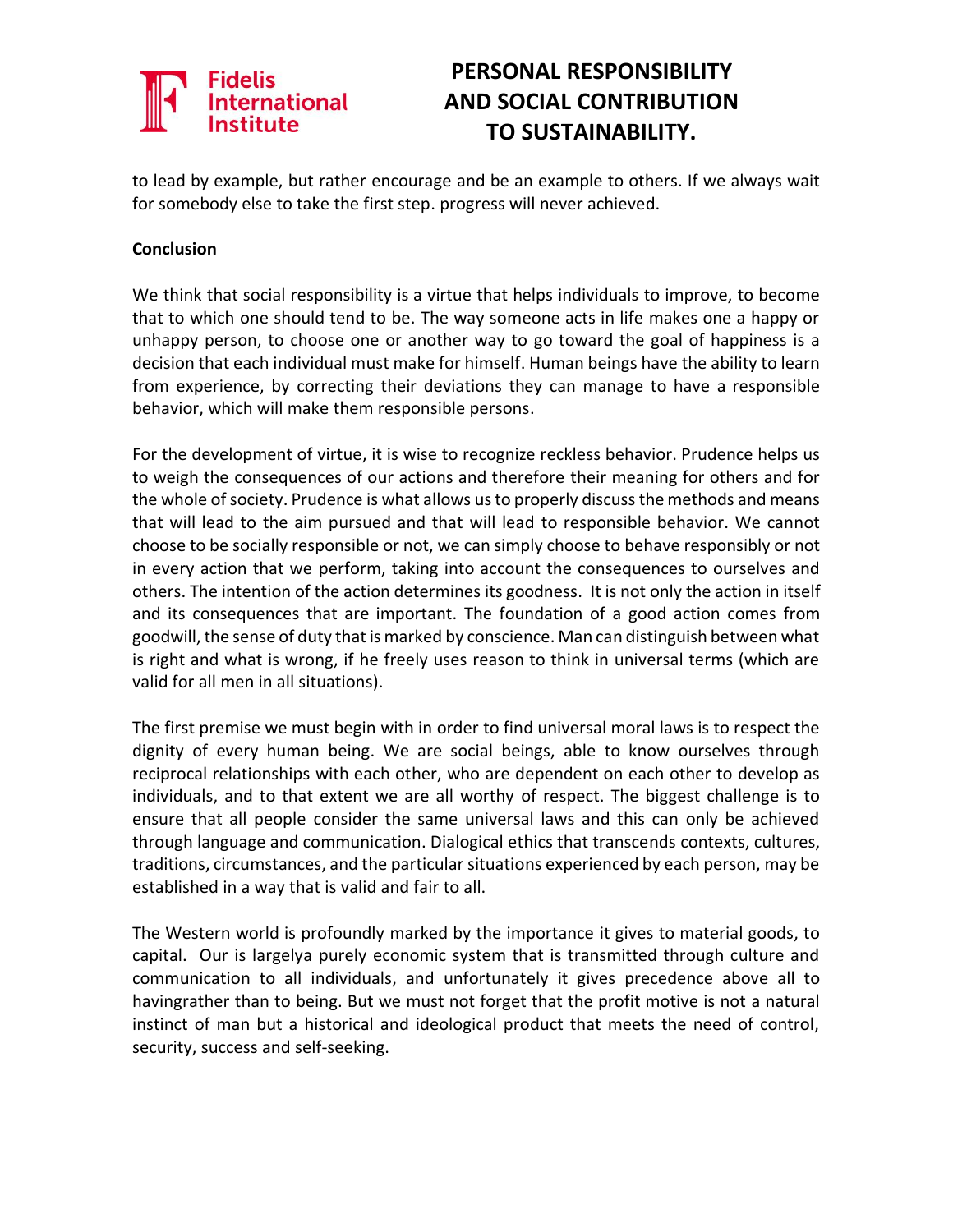to lead by example, but rather encourage and be an example to others. If we always wait for somebody else to take the first step. progress will never achieved.

**Conclusion**

We think that social responsibility is a virtue that helps individuals to improve, to become that to which one should tend to be. The way someone acts in life makes one a happy or unhappy person, to choose one or another way to go toward the goal of happiness is a decision that each individual must make for himself. Human beings have the ability to learn from experience, by correcting their deviations they can manage to have a responsible behavior, which will make them responsible persons.

For the development of virtue, it is wise to recognize reckless behavior. Prudence helps us to weigh the consequences of our actions and therefore their meaning for others and for the whole of society. Prudence is what allows us to properly discuss the methods and means that will lead to the aim pursued and that will lead to responsible behavior. We cannot choose to be socially responsible or not, we can simply choose to behave responsibly or not in every action that we perform, taking into account the consequences to ourselves and others. The intention of the action determines its goodness. It is not only the action in itself and its consequences that are important. The foundation of a good action comes from goodwill, the sense of duty that is marked by conscience. Man can distinguish between what is right and what is wrong, if he freely uses reason to think in universal terms (which are valid for all men in all situations).

The first premise we must begin with in order to find universal moral laws is to respect the dignity of every human being. We are social beings, able to know ourselves through reciprocal relationships with each other, who are dependent on each other to develop as individuals, and to that extent we are all worthy of respect. The biggest challenge is to ensure that all people consider the same universal laws and this can only be achieved through language and communication. Dialogical ethics that transcends contexts, cultures, traditions, circumstances, and the particular situations experienced by each person, may be established in a way that is valid and fair to all.

The Western world is profoundly marked by the importance it gives to material goods, to capital. Our is largelya purely economic system that is transmitted through culture and communication to all individuals, and unfortunately it gives precedence above all to havingrather than to being. But we must not forget that the profit motive is not a natural instinct of man but a historical and ideological product that meets the need of control, security, success and self-seeking.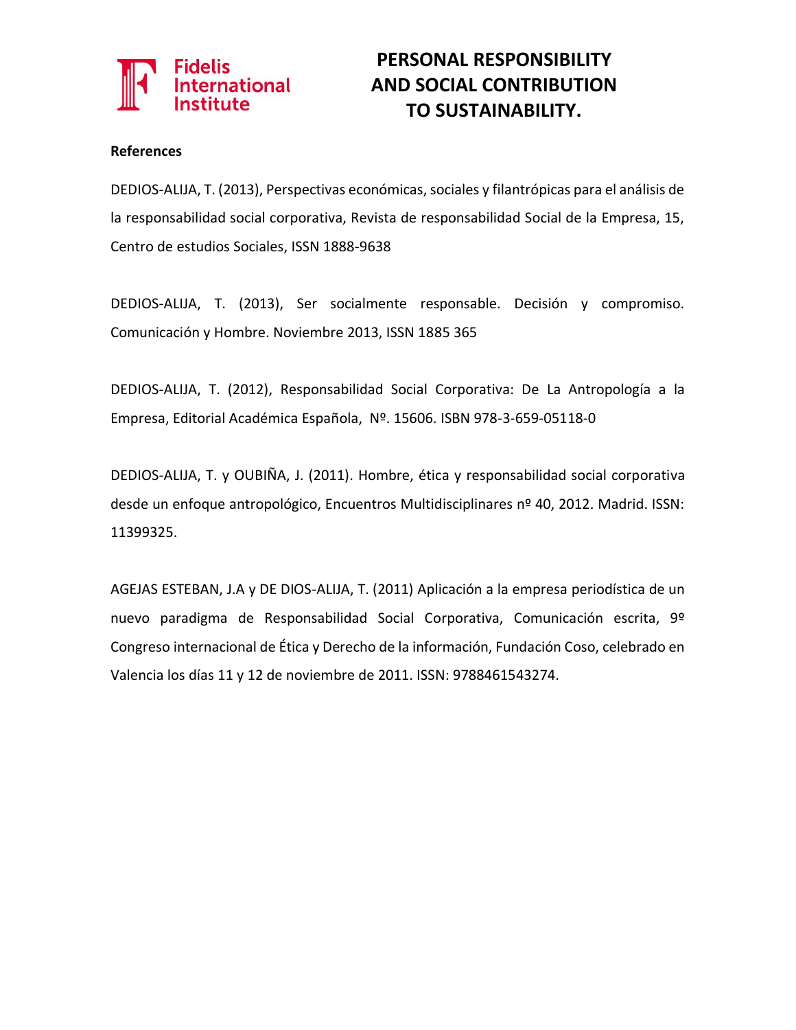**References**

DEDIOS-ALIJA, T. (2013), Perspectivas económicas, sociales y filantrópicas para el análisis de la responsabilidad social corporativa, Revista de responsabilidad Social de la Empresa, 15, Centro de estudios Sociales, ISSN 1888-9638

DEDIOS-ALIJA, T. (2013), Ser socialmente responsable. Decisión y compromiso. Comunicación y Hombre. Noviembre 2013, ISSN 1885 365

DEDIOS-ALIJA, T. (2012), Responsabilidad Social Corporativa: De La Antropología a la Empresa, Editorial Académica Española, Nº. 15606. ISBN 978-3-659-05118-0

DEDIOS-ALIJA, T. y OUBIÑA, J. (2011). Hombre, ética y responsabilidad social corporativa desde un enfoque antropológico, Encuentros Multidisciplinares nº 40, 2012. Madrid. ISSN: 11399325.

AGEJAS ESTEBAN, J.A y DE DIOS-ALIJA, T. (2011) Aplicación a la empresa periodística de un nuevo paradigma de Responsabilidad Social Corporativa, Comunicación escrita, 9º Congreso internacional de Ética y Derecho de la información, Fundación Coso, celebrado en Valencia los días 11 y 12 de noviembre de 2011. ISSN: 9788461543274.